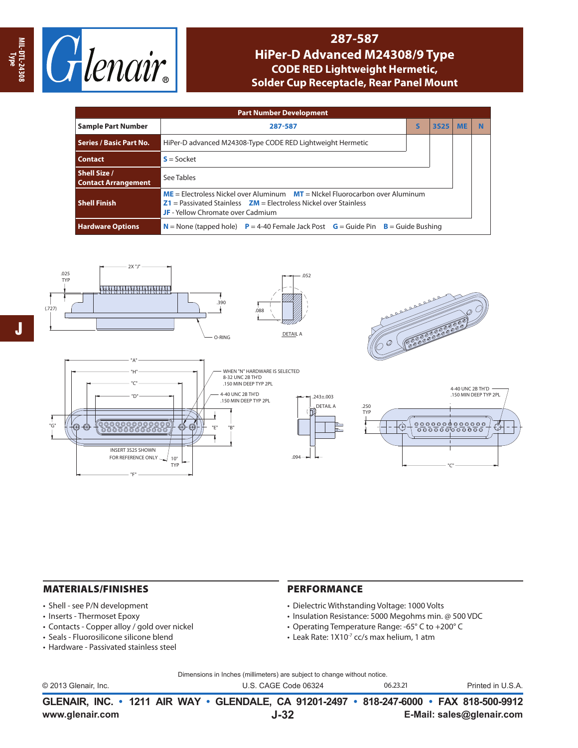# 287-587
## HiPer-D Advanced M24308/9 Type
### CODE RED Lightweight Hermetic, Solder Cup Receptacle, Rear Panel Mount

| Part Number Development | | | | | |
|---|---|---|---|---|---|
| Sample Part Number | 287-587 | S | 3S25 | ME | N |
| Series / Basic Part No. | HiPer-D advanced M24308-Type CODE RED Lightweight Hermetic | | | | |
| Contact | **S** = Socket | | | | |
| Shell Size / Contact Arrangement | See Tables | | | | |
| Shell Finish | **ME** = Electroless Nickel over Aluminum **MT** = NIckel Fluorocarbon over Aluminum<br>**Z1** = Passivated Stainless **ZM** = Electroless Nickel over Stainless<br>**JF** - Yellow Chromate over Cadmium | | | | |
| Hardware Options | **N** = None (tapped hole) **P** = 4-40 Female Jack Post **G** = Guide Pin **B** = Guide Bushing | | | | |

.025 TYP, 2X "J", (.727), .390, O-RING, .052, .088, DETAIL A

"A", "H", "C", "D", "G", "E", "B", "F"

WHEN "N" HARDWARE IS SELECTED 8-32 UNC 2B TH'D .150 MIN DEEP TYP 2PL

4-40 UNC 2B TH'D .150 MIN DEEP TYP 2PL

INSERT 3S25 SHOWN FOR REFERENCE ONLY

10° TYP

.243±.003, DETAIL A, .094

4-40 UNC 2B TH'D .150 MIN DEEP TYP 2PL

.250 TYP, "C"

## MATERIALS/FINISHES

- Shell - see P/N development
- Inserts - Thermoset Epoxy
- Contacts - Copper alloy / gold over nickel
- Seals - Fluorosilicone silicone blend
- Hardware - Passivated stainless steel

## PERFORMANCE

- Dielectric Withstanding Voltage: 1000 Volts
- Insulation Resistance: 5000 Megohms min. @ 500 VDC
- Operating Temperature Range: -65° C to +200° C
- Leak Rate: 1X10$^{-7}$ cc/s max helium, 1 atm

Dimensions in Inches (millimeters) are subject to change without notice.

© 2013 Glenair, Inc. U.S. CAGE Code 06324 06.23.21 Printed in U.S.A.

**GLENAIR, INC. • 1211 AIR WAY • GLENDALE, CA 91201-2497 • 818-247-6000 • FAX 818-500-9912**

**www.glenair.com** **J-32** **E-Mail: sales@glenair.com**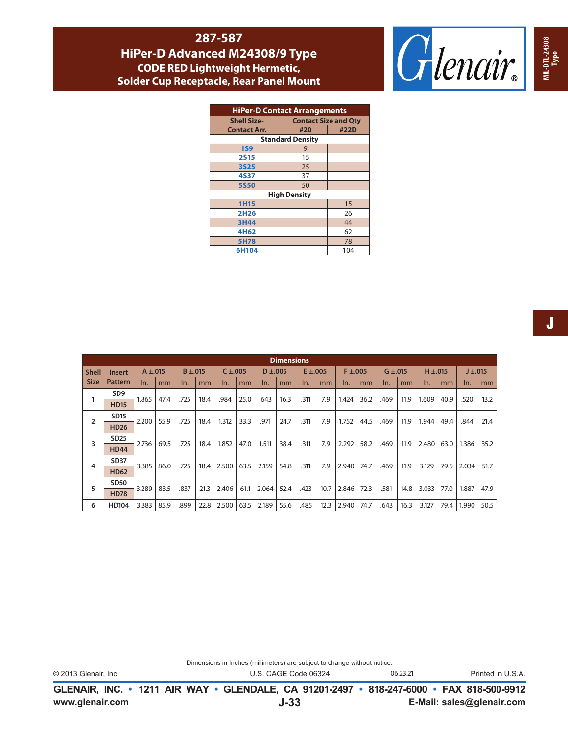# 287-587

## HiPer-D Advanced M24308/9 Type

### CODE RED Lightweight Hermetic, Solder Cup Receptacle, Rear Panel Mount

| HiPer-D Contact Arrangements | | |
|---|---|---|
| Shell Size- Contact Arr. | Contact Size and Qty | |
| | #20 | #22D |
| **Standard Density** | | |
| 1S9 | 9 | |
| 2S15 | 15 | |
| 3S25 | 25 | |
| 4S37 | 37 | |
| 5S50 | 50 | |
| **High Density** | | |
| 1H15 | | 15 |
| 2H26 | | 26 |
| 3H44 | | 44 |
| 4H62 | | 62 |
| 5H78 | | 78 |
| 6H104 | | 104 |

| Dimensions | | | | | | | | | | | | | | | | | | | | |
|---|---|---|---|---|---|---|---|---|---|---|---|---|---|---|---|---|---|---|---|---|
| Shell Size | Insert Pattern | A ±.015 | | B ±.015 | | C ±.005 | | D ±.005 | | E ±.005 | | F ±.005 | | G ±.015 | | H ±.015 | | J ±.015 | |
| | | In. | mm | In. | mm | In. | mm | In. | mm | In. | mm | In. | mm | In. | mm | In. | mm | In. | mm |
| 1 | SD9 / HD15 | 1.865 | 47.4 | .725 | 18.4 | .984 | 25.0 | .643 | 16.3 | .311 | 7.9 | 1.424 | 36.2 | .469 | 11.9 | 1.609 | 40.9 | .520 | 13.2 |
| 2 | SD15 / HD26 | 2.200 | 55.9 | .725 | 18.4 | 1.312 | 33.3 | .971 | 24.7 | .311 | 7.9 | 1.752 | 44.5 | .469 | 11.9 | 1.944 | 49.4 | .844 | 21.4 |
| 3 | SD25 / HD44 | 2.736 | 69.5 | .725 | 18.4 | 1.852 | 47.0 | 1.511 | 38.4 | .311 | 7.9 | 2.292 | 58.2 | .469 | 11.9 | 2.480 | 63.0 | 1.386 | 35.2 |
| 4 | SD37 / HD62 | 3.385 | 86.0 | .725 | 18.4 | 2.500 | 63.5 | 2.159 | 54.8 | .311 | 7.9 | 2.940 | 74.7 | .469 | 11.9 | 3.129 | 79.5 | 2.034 | 51.7 |
| 5 | SD50 / HD78 | 3.289 | 83.5 | .837 | 21.3 | 2.406 | 61.1 | 2.064 | 52.4 | .423 | 10.7 | 2.846 | 72.3 | .581 | 14.8 | 3.033 | 77.0 | 1.887 | 47.9 |
| 6 | HD104 | 3.383 | 85.9 | .899 | 22.8 | 2.500 | 63.5 | 2.189 | 55.6 | .485 | 12.3 | 2.940 | 74.7 | .643 | 16.3 | 3.127 | 79.4 | 1.990 | 50.5 |

Dimensions in Inches (millimeters) are subject to change without notice.